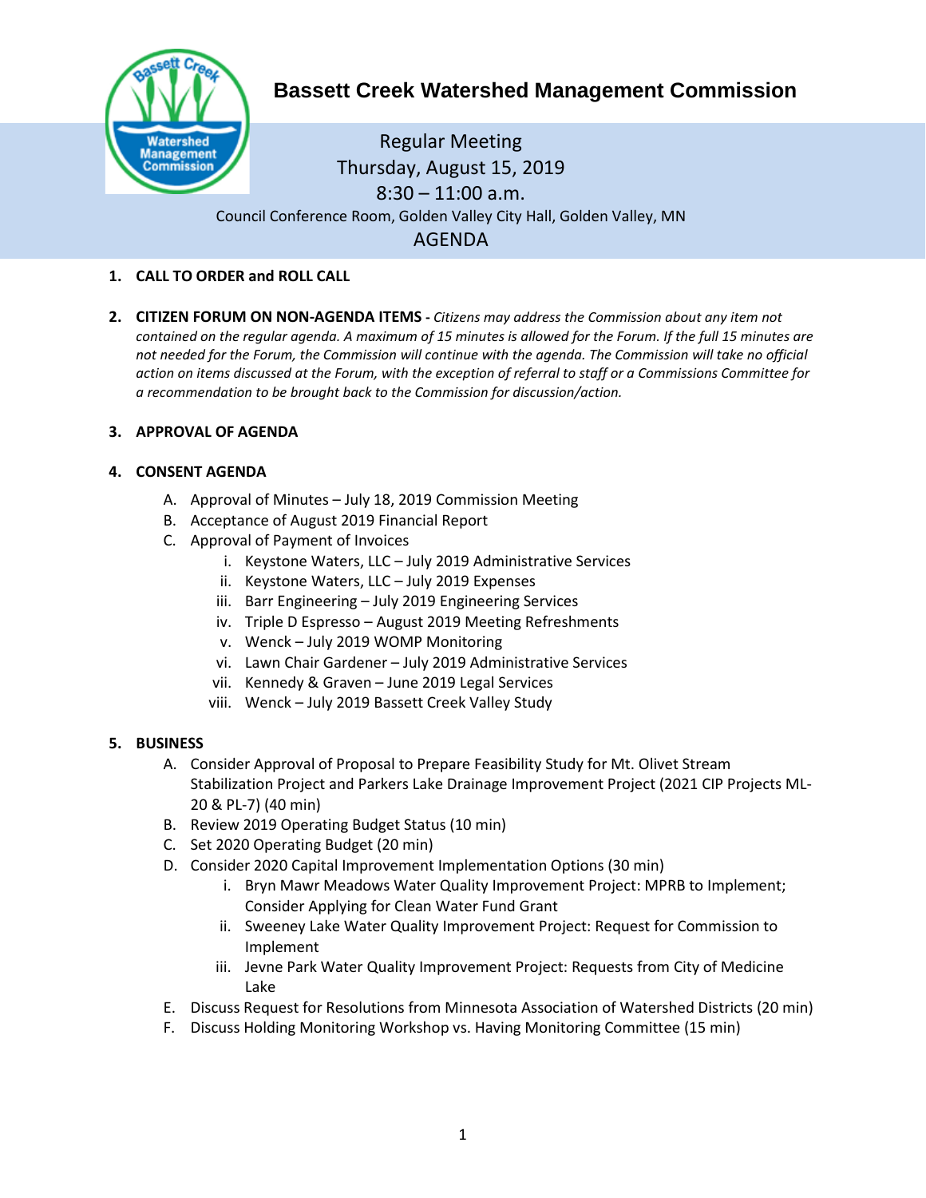# Bassett Creek Watershed Management Commission

Regular Meeting
Thursday, August 15, 2019
8:30 – 11:00 a.m.
Council Conference Room, Golden Valley City Hall, Golden Valley, MN

## AGENDA

1. **CALL TO ORDER and ROLL CALL**

2. **CITIZEN FORUM ON NON-AGENDA ITEMS -** *Citizens may address the Commission about any item not contained on the regular agenda. A maximum of 15 minutes is allowed for the Forum. If the full 15 minutes are not needed for the Forum, the Commission will continue with the agenda. The Commission will take no official action on items discussed at the Forum, with the exception of referral to staff or a Commissions Committee for a recommendation to be brought back to the Commission for discussion/action.*

3. **APPROVAL OF AGENDA**

4. **CONSENT AGENDA**
   - A. Approval of Minutes – July 18, 2019 Commission Meeting
   - B. Acceptance of August 2019 Financial Report
   - C. Approval of Payment of Invoices
     - i. Keystone Waters, LLC – July 2019 Administrative Services
     - ii. Keystone Waters, LLC – July 2019 Expenses
     - iii. Barr Engineering – July 2019 Engineering Services
     - iv. Triple D Espresso – August 2019 Meeting Refreshments
     - v. Wenck – July 2019 WOMP Monitoring
     - vi. Lawn Chair Gardener – July 2019 Administrative Services
     - vii. Kennedy & Graven – June 2019 Legal Services
     - viii. Wenck – July 2019 Bassett Creek Valley Study

5. **BUSINESS**
   - A. Consider Approval of Proposal to Prepare Feasibility Study for Mt. Olivet Stream Stabilization Project and Parkers Lake Drainage Improvement Project (2021 CIP Projects ML-20 & PL-7) (40 min)
   - B. Review 2019 Operating Budget Status (10 min)
   - C. Set 2020 Operating Budget (20 min)
   - D. Consider 2020 Capital Improvement Implementation Options (30 min)
     - i. Bryn Mawr Meadows Water Quality Improvement Project: MPRB to Implement; Consider Applying for Clean Water Fund Grant
     - ii. Sweeney Lake Water Quality Improvement Project: Request for Commission to Implement
     - iii. Jevne Park Water Quality Improvement Project: Requests from City of Medicine Lake
   - E. Discuss Request for Resolutions from Minnesota Association of Watershed Districts (20 min)
   - F. Discuss Holding Monitoring Workshop vs. Having Monitoring Committee (15 min)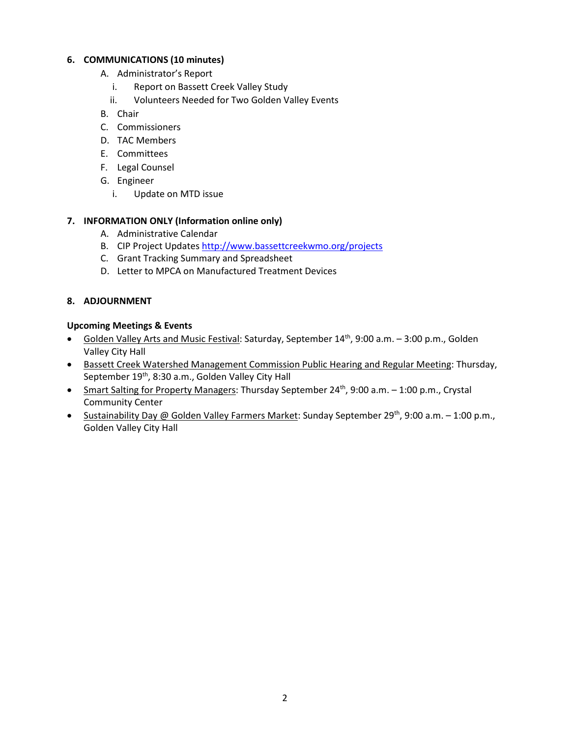**6. COMMUNICATIONS (10 minutes)**

A. Administrator's Report
   i. Report on Bassett Creek Valley Study
   ii. Volunteers Needed for Two Golden Valley Events

B. Chair

C. Commissioners

D. TAC Members

E. Committees

F. Legal Counsel

G. Engineer
   i. Update on MTD issue

**7. INFORMATION ONLY (Information online only)**

A. Administrative Calendar

B. CIP Project Updates http://www.bassettcreekwmo.org/projects

C. Grant Tracking Summary and Spreadsheet

D. Letter to MPCA on Manufactured Treatment Devices

**8. ADJOURNMENT**

**Upcoming Meetings & Events**

- Golden Valley Arts and Music Festival: Saturday, September 14th, 9:00 a.m. – 3:00 p.m., Golden Valley City Hall
- Bassett Creek Watershed Management Commission Public Hearing and Regular Meeting: Thursday, September 19th, 8:30 a.m., Golden Valley City Hall
- Smart Salting for Property Managers: Thursday September 24th, 9:00 a.m. – 1:00 p.m., Crystal Community Center
- Sustainability Day @ Golden Valley Farmers Market: Sunday September 29th, 9:00 a.m. – 1:00 p.m., Golden Valley City Hall